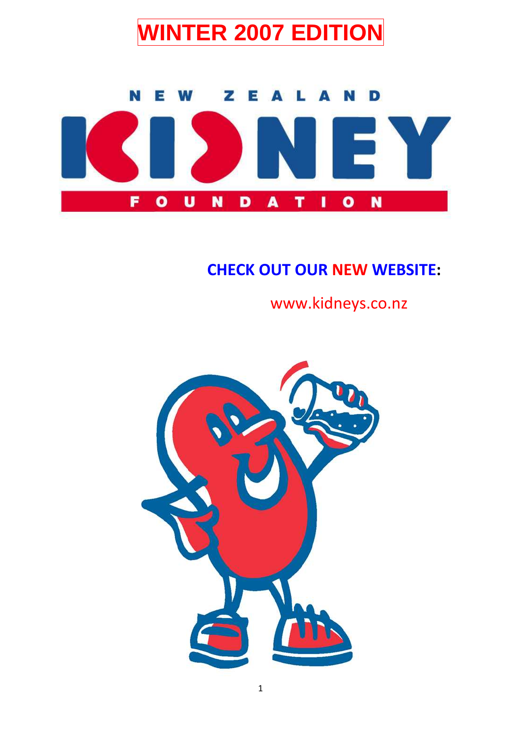# WINTER 2007 EDITION

NEW ZEALAND KIDNEY FOUNDATION

**CHECK OUT OUR NEW WEBSITE:**

www.kidneys.co.nz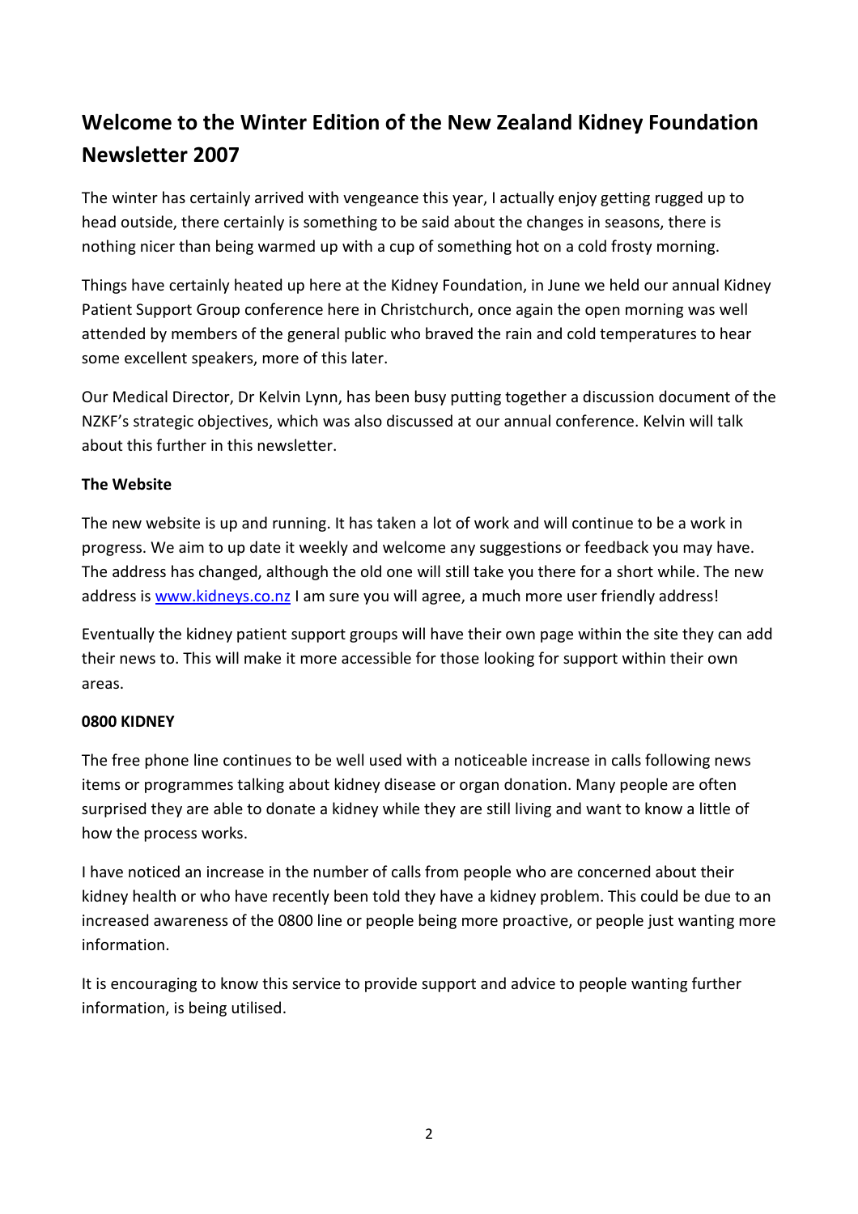# Welcome to the Winter Edition of the New Zealand Kidney Foundation Newsletter 2007

The winter has certainly arrived with vengeance this year, I actually enjoy getting rugged up to head outside, there certainly is something to be said about the changes in seasons, there is nothing nicer than being warmed up with a cup of something hot on a cold frosty morning.

Things have certainly heated up here at the Kidney Foundation, in June we held our annual Kidney Patient Support Group conference here in Christchurch, once again the open morning was well attended by members of the general public who braved the rain and cold temperatures to hear some excellent speakers, more of this later.

Our Medical Director, Dr Kelvin Lynn, has been busy putting together a discussion document of the NZKF's strategic objectives, which was also discussed at our annual conference. Kelvin will talk about this further in this newsletter.

**The Website**

The new website is up and running. It has taken a lot of work and will continue to be a work in progress. We aim to up date it weekly and welcome any suggestions or feedback you may have. The address has changed, although the old one will still take you there for a short while. The new address is [www.kidneys.co.nz](http://www.kidneys.co.nz) I am sure you will agree, a much more user friendly address!

Eventually the kidney patient support groups will have their own page within the site they can add their news to. This will make it more accessible for those looking for support within their own areas.

**0800 KIDNEY**

The free phone line continues to be well used with a noticeable increase in calls following news items or programmes talking about kidney disease or organ donation. Many people are often surprised they are able to donate a kidney while they are still living and want to know a little of how the process works.

I have noticed an increase in the number of calls from people who are concerned about their kidney health or who have recently been told they have a kidney problem. This could be due to an increased awareness of the 0800 line or people being more proactive, or people just wanting more information.

It is encouraging to know this service to provide support and advice to people wanting further information, is being utilised.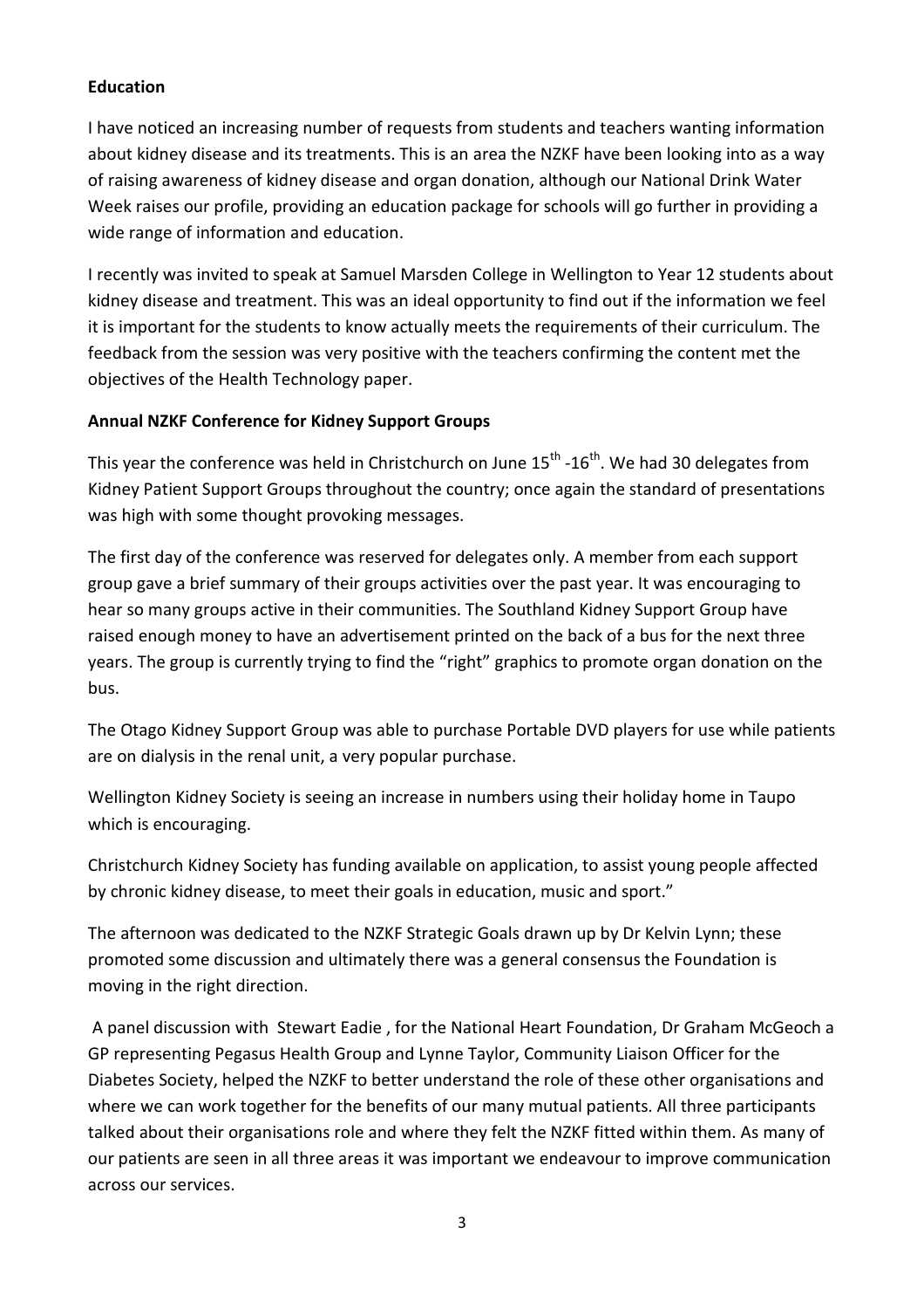**Education**

I have noticed an increasing number of requests from students and teachers wanting information about kidney disease and its treatments. This is an area the NZKF have been looking into as a way of raising awareness of kidney disease and organ donation, although our National Drink Water Week raises our profile, providing an education package for schools will go further in providing a wide range of information and education.

I recently was invited to speak at Samuel Marsden College in Wellington to Year 12 students about kidney disease and treatment. This was an ideal opportunity to find out if the information we feel it is important for the students to know actually meets the requirements of their curriculum. The feedback from the session was very positive with the teachers confirming the content met the objectives of the Health Technology paper.

**Annual NZKF Conference for Kidney Support Groups**

This year the conference was held in Christchurch on June 15th -16th. We had 30 delegates from Kidney Patient Support Groups throughout the country; once again the standard of presentations was high with some thought provoking messages.

The first day of the conference was reserved for delegates only. A member from each support group gave a brief summary of their groups activities over the past year. It was encouraging to hear so many groups active in their communities. The Southland Kidney Support Group have raised enough money to have an advertisement printed on the back of a bus for the next three years. The group is currently trying to find the "right" graphics to promote organ donation on the bus.

The Otago Kidney Support Group was able to purchase Portable DVD players for use while patients are on dialysis in the renal unit, a very popular purchase.

Wellington Kidney Society is seeing an increase in numbers using their holiday home in Taupo which is encouraging.

Christchurch Kidney Society has funding available on application, to assist young people affected by chronic kidney disease, to meet their goals in education, music and sport."

The afternoon was dedicated to the NZKF Strategic Goals drawn up by Dr Kelvin Lynn; these promoted some discussion and ultimately there was a general consensus the Foundation is moving in the right direction.

A panel discussion with Stewart Eadie , for the National Heart Foundation, Dr Graham McGeoch a GP representing Pegasus Health Group and Lynne Taylor, Community Liaison Officer for the Diabetes Society, helped the NZKF to better understand the role of these other organisations and where we can work together for the benefits of our many mutual patients. All three participants talked about their organisations role and where they felt the NZKF fitted within them. As many of our patients are seen in all three areas it was important we endeavour to improve communication across our services.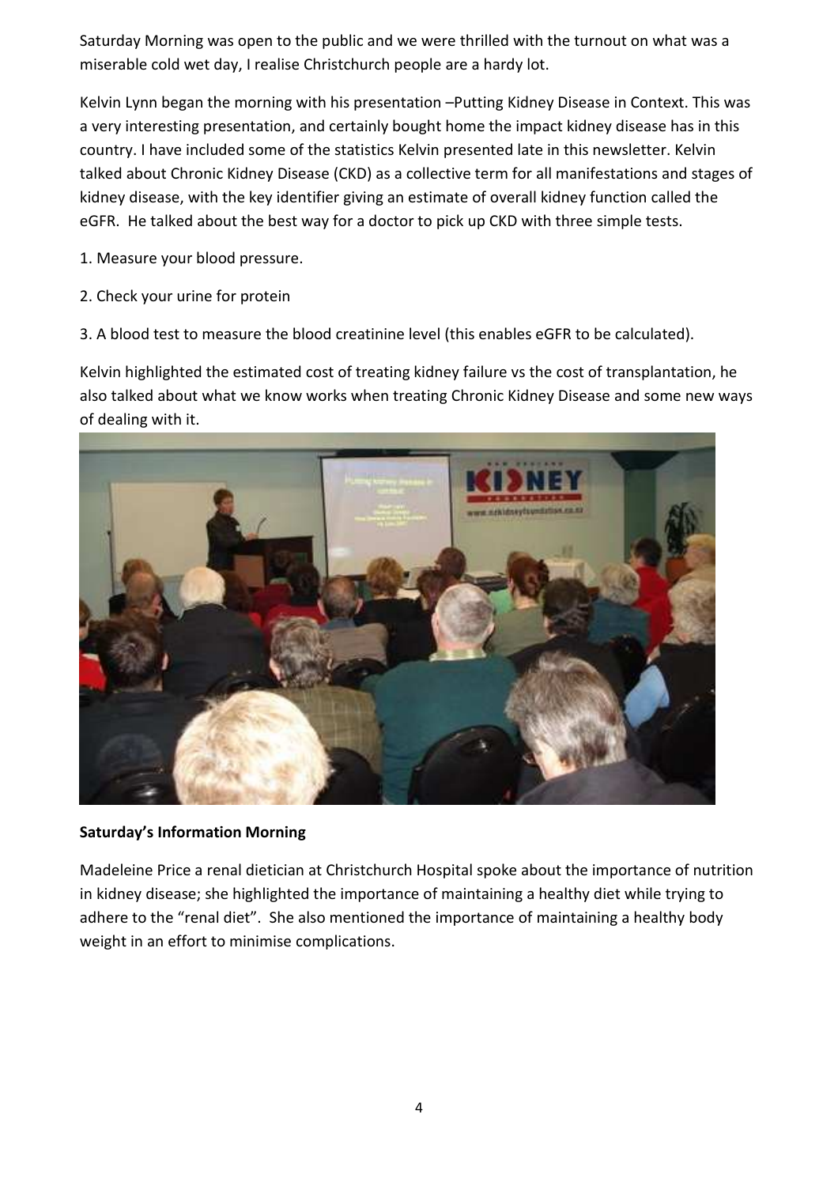Saturday Morning was open to the public and we were thrilled with the turnout on what was a miserable cold wet day, I realise Christchurch people are a hardy lot.

Kelvin Lynn began the morning with his presentation –Putting Kidney Disease in Context. This was a very interesting presentation, and certainly bought home the impact kidney disease has in this country. I have included some of the statistics Kelvin presented late in this newsletter. Kelvin talked about Chronic Kidney Disease (CKD) as a collective term for all manifestations and stages of kidney disease, with the key identifier giving an estimate of overall kidney function called the eGFR. He talked about the best way for a doctor to pick up CKD with three simple tests.

1. Measure your blood pressure.

2. Check your urine for protein

3. A blood test to measure the blood creatinine level (this enables eGFR to be calculated).

Kelvin highlighted the estimated cost of treating kidney failure vs the cost of transplantation, he also talked about what we know works when treating Chronic Kidney Disease and some new ways of dealing with it.

**Saturday's Information Morning**

Madeleine Price a renal dietician at Christchurch Hospital spoke about the importance of nutrition in kidney disease; she highlighted the importance of maintaining a healthy diet while trying to adhere to the "renal diet". She also mentioned the importance of maintaining a healthy body weight in an effort to minimise complications.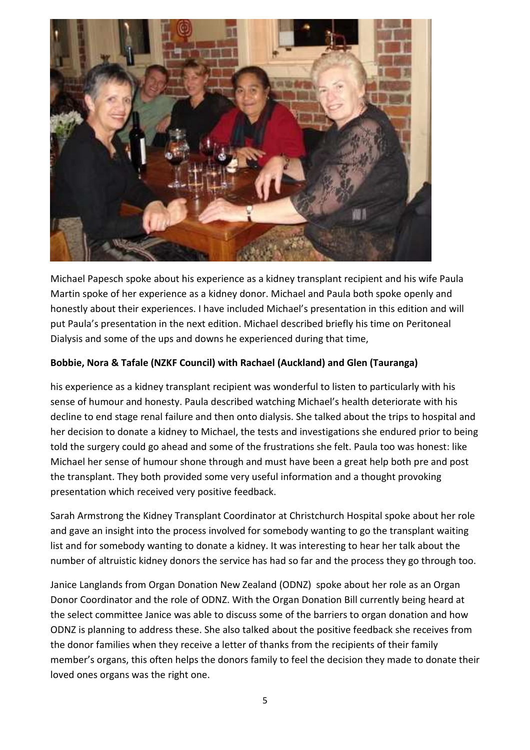Michael Papesch spoke about his experience as a kidney transplant recipient and his wife Paula Martin spoke of her experience as a kidney donor. Michael and Paula both spoke openly and honestly about their experiences. I have included Michael's presentation in this edition and will put Paula's presentation in the next edition. Michael described briefly his time on Peritoneal Dialysis and some of the ups and downs he experienced during that time,

**Bobbie, Nora & Tafale (NZKF Council) with Rachael (Auckland) and Glen (Tauranga)**

his experience as a kidney transplant recipient was wonderful to listen to particularly with his sense of humour and honesty. Paula described watching Michael's health deteriorate with his decline to end stage renal failure and then onto dialysis. She talked about the trips to hospital and her decision to donate a kidney to Michael, the tests and investigations she endured prior to being told the surgery could go ahead and some of the frustrations she felt. Paula too was honest: like Michael her sense of humour shone through and must have been a great help both pre and post the transplant. They both provided some very useful information and a thought provoking presentation which received very positive feedback.

Sarah Armstrong the Kidney Transplant Coordinator at Christchurch Hospital spoke about her role and gave an insight into the process involved for somebody wanting to go the transplant waiting list and for somebody wanting to donate a kidney. It was interesting to hear her talk about the number of altruistic kidney donors the service has had so far and the process they go through too.

Janice Langlands from Organ Donation New Zealand (ODNZ) spoke about her role as an Organ Donor Coordinator and the role of ODNZ. With the Organ Donation Bill currently being heard at the select committee Janice was able to discuss some of the barriers to organ donation and how ODNZ is planning to address these. She also talked about the positive feedback she receives from the donor families when they receive a letter of thanks from the recipients of their family member's organs, this often helps the donors family to feel the decision they made to donate their loved ones organs was the right one.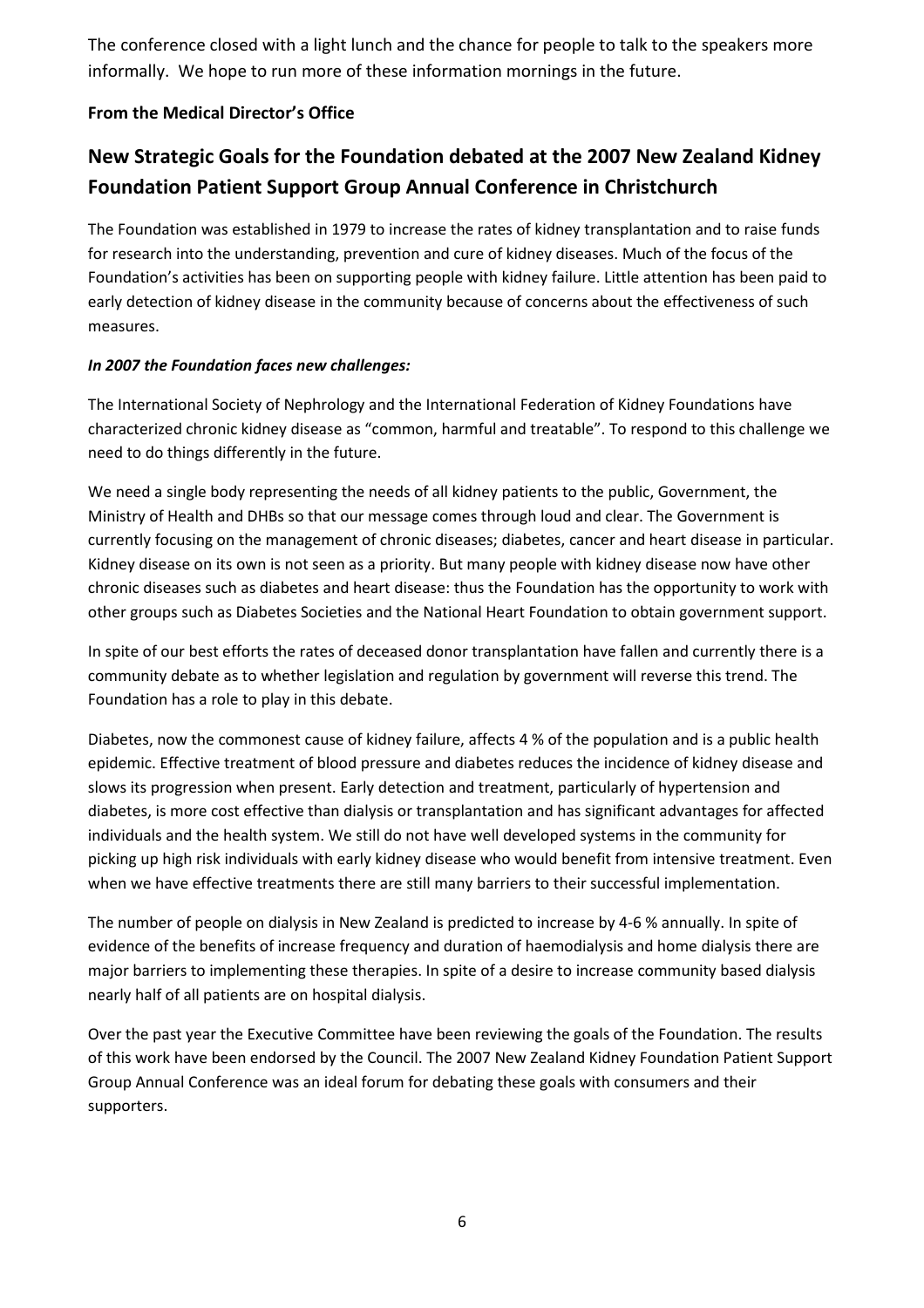The conference closed with a light lunch and the chance for people to talk to the speakers more informally. We hope to run more of these information mornings in the future.

**From the Medical Director's Office**

## New Strategic Goals for the Foundation debated at the 2007 New Zealand Kidney Foundation Patient Support Group Annual Conference in Christchurch

The Foundation was established in 1979 to increase the rates of kidney transplantation and to raise funds for research into the understanding, prevention and cure of kidney diseases. Much of the focus of the Foundation's activities has been on supporting people with kidney failure. Little attention has been paid to early detection of kidney disease in the community because of concerns about the effectiveness of such measures.

***In 2007 the Foundation faces new challenges:***

The International Society of Nephrology and the International Federation of Kidney Foundations have characterized chronic kidney disease as "common, harmful and treatable". To respond to this challenge we need to do things differently in the future.

We need a single body representing the needs of all kidney patients to the public, Government, the Ministry of Health and DHBs so that our message comes through loud and clear. The Government is currently focusing on the management of chronic diseases; diabetes, cancer and heart disease in particular. Kidney disease on its own is not seen as a priority. But many people with kidney disease now have other chronic diseases such as diabetes and heart disease: thus the Foundation has the opportunity to work with other groups such as Diabetes Societies and the National Heart Foundation to obtain government support.

In spite of our best efforts the rates of deceased donor transplantation have fallen and currently there is a community debate as to whether legislation and regulation by government will reverse this trend. The Foundation has a role to play in this debate.

Diabetes, now the commonest cause of kidney failure, affects 4 % of the population and is a public health epidemic. Effective treatment of blood pressure and diabetes reduces the incidence of kidney disease and slows its progression when present. Early detection and treatment, particularly of hypertension and diabetes, is more cost effective than dialysis or transplantation and has significant advantages for affected individuals and the health system. We still do not have well developed systems in the community for picking up high risk individuals with early kidney disease who would benefit from intensive treatment. Even when we have effective treatments there are still many barriers to their successful implementation.

The number of people on dialysis in New Zealand is predicted to increase by 4-6 % annually. In spite of evidence of the benefits of increase frequency and duration of haemodialysis and home dialysis there are major barriers to implementing these therapies. In spite of a desire to increase community based dialysis nearly half of all patients are on hospital dialysis.

Over the past year the Executive Committee have been reviewing the goals of the Foundation. The results of this work have been endorsed by the Council. The 2007 New Zealand Kidney Foundation Patient Support Group Annual Conference was an ideal forum for debating these goals with consumers and their supporters.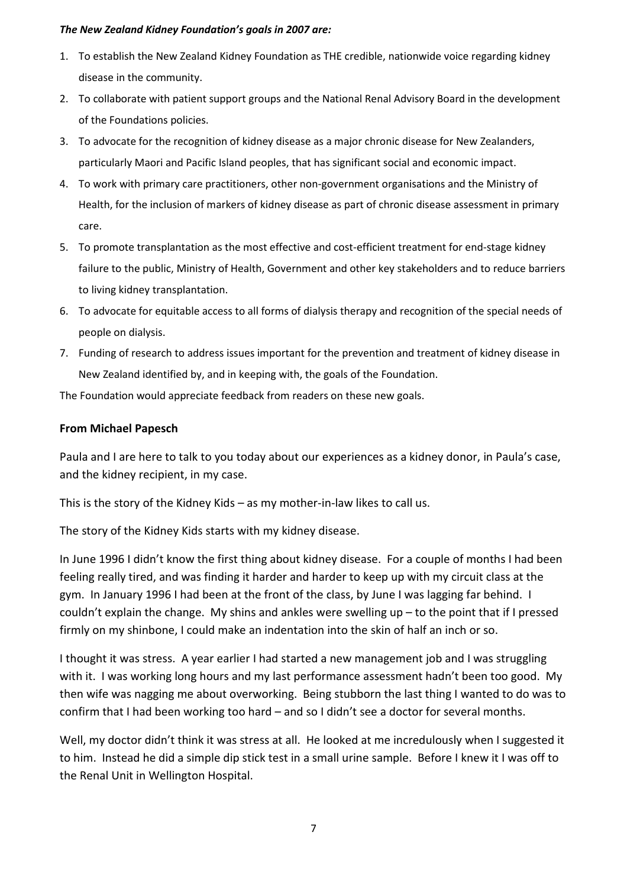***The New Zealand Kidney Foundation's goals in 2007 are:***

1. To establish the New Zealand Kidney Foundation as THE credible, nationwide voice regarding kidney disease in the community.
2. To collaborate with patient support groups and the National Renal Advisory Board in the development of the Foundations policies.
3. To advocate for the recognition of kidney disease as a major chronic disease for New Zealanders, particularly Maori and Pacific Island peoples, that has significant social and economic impact.
4. To work with primary care practitioners, other non-government organisations and the Ministry of Health, for the inclusion of markers of kidney disease as part of chronic disease assessment in primary care.
5. To promote transplantation as the most effective and cost-efficient treatment for end-stage kidney failure to the public, Ministry of Health, Government and other key stakeholders and to reduce barriers to living kidney transplantation.
6. To advocate for equitable access to all forms of dialysis therapy and recognition of the special needs of people on dialysis.
7. Funding of research to address issues important for the prevention and treatment of kidney disease in New Zealand identified by, and in keeping with, the goals of the Foundation.

The Foundation would appreciate feedback from readers on these new goals.

**From Michael Papesch**

Paula and I are here to talk to you today about our experiences as a kidney donor, in Paula's case, and the kidney recipient, in my case.

This is the story of the Kidney Kids – as my mother-in-law likes to call us.

The story of the Kidney Kids starts with my kidney disease.

In June 1996 I didn't know the first thing about kidney disease. For a couple of months I had been feeling really tired, and was finding it harder and harder to keep up with my circuit class at the gym. In January 1996 I had been at the front of the class, by June I was lagging far behind. I couldn't explain the change. My shins and ankles were swelling up – to the point that if I pressed firmly on my shinbone, I could make an indentation into the skin of half an inch or so.

I thought it was stress. A year earlier I had started a new management job and I was struggling with it. I was working long hours and my last performance assessment hadn't been too good. My then wife was nagging me about overworking. Being stubborn the last thing I wanted to do was to confirm that I had been working too hard – and so I didn't see a doctor for several months.

Well, my doctor didn't think it was stress at all. He looked at me incredulously when I suggested it to him. Instead he did a simple dip stick test in a small urine sample. Before I knew it I was off to the Renal Unit in Wellington Hospital.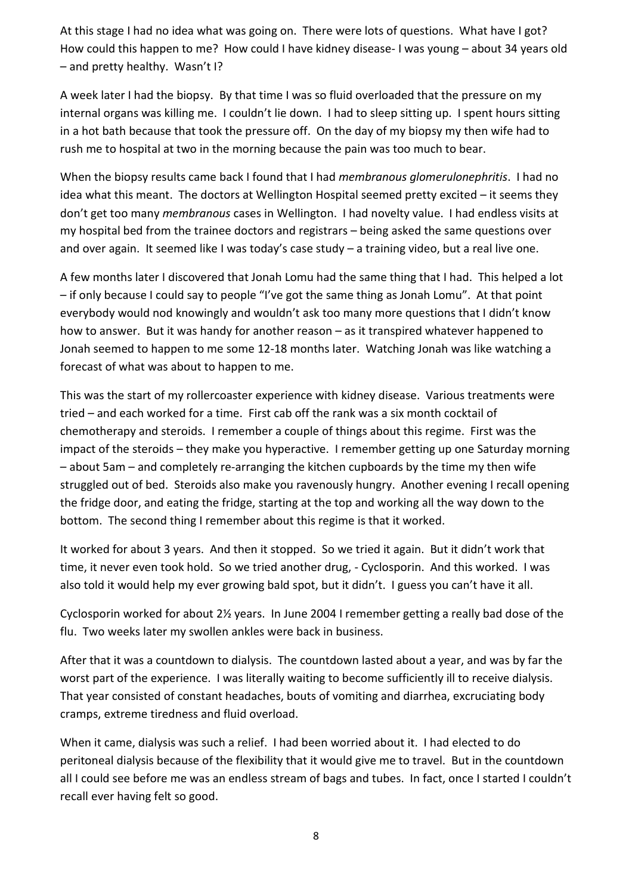At this stage I had no idea what was going on. There were lots of questions. What have I got? How could this happen to me? How could I have kidney disease- I was young – about 34 years old – and pretty healthy. Wasn't I?

A week later I had the biopsy. By that time I was so fluid overloaded that the pressure on my internal organs was killing me. I couldn't lie down. I had to sleep sitting up. I spent hours sitting in a hot bath because that took the pressure off. On the day of my biopsy my then wife had to rush me to hospital at two in the morning because the pain was too much to bear.

When the biopsy results came back I found that I had *membranous glomerulonephritis*. I had no idea what this meant. The doctors at Wellington Hospital seemed pretty excited – it seems they don't get too many *membranous* cases in Wellington. I had novelty value. I had endless visits at my hospital bed from the trainee doctors and registrars – being asked the same questions over and over again. It seemed like I was today's case study – a training video, but a real live one.

A few months later I discovered that Jonah Lomu had the same thing that I had. This helped a lot – if only because I could say to people "I've got the same thing as Jonah Lomu". At that point everybody would nod knowingly and wouldn't ask too many more questions that I didn't know how to answer. But it was handy for another reason – as it transpired whatever happened to Jonah seemed to happen to me some 12-18 months later. Watching Jonah was like watching a forecast of what was about to happen to me.

This was the start of my rollercoaster experience with kidney disease. Various treatments were tried – and each worked for a time. First cab off the rank was a six month cocktail of chemotherapy and steroids. I remember a couple of things about this regime. First was the impact of the steroids – they make you hyperactive. I remember getting up one Saturday morning – about 5am – and completely re-arranging the kitchen cupboards by the time my then wife struggled out of bed. Steroids also make you ravenously hungry. Another evening I recall opening the fridge door, and eating the fridge, starting at the top and working all the way down to the bottom. The second thing I remember about this regime is that it worked.

It worked for about 3 years. And then it stopped. So we tried it again. But it didn't work that time, it never even took hold. So we tried another drug, - Cyclosporin. And this worked. I was also told it would help my ever growing bald spot, but it didn't. I guess you can't have it all.

Cyclosporin worked for about 2½ years. In June 2004 I remember getting a really bad dose of the flu. Two weeks later my swollen ankles were back in business.

After that it was a countdown to dialysis. The countdown lasted about a year, and was by far the worst part of the experience. I was literally waiting to become sufficiently ill to receive dialysis. That year consisted of constant headaches, bouts of vomiting and diarrhea, excruciating body cramps, extreme tiredness and fluid overload.

When it came, dialysis was such a relief. I had been worried about it. I had elected to do peritoneal dialysis because of the flexibility that it would give me to travel. But in the countdown all I could see before me was an endless stream of bags and tubes. In fact, once I started I couldn't recall ever having felt so good.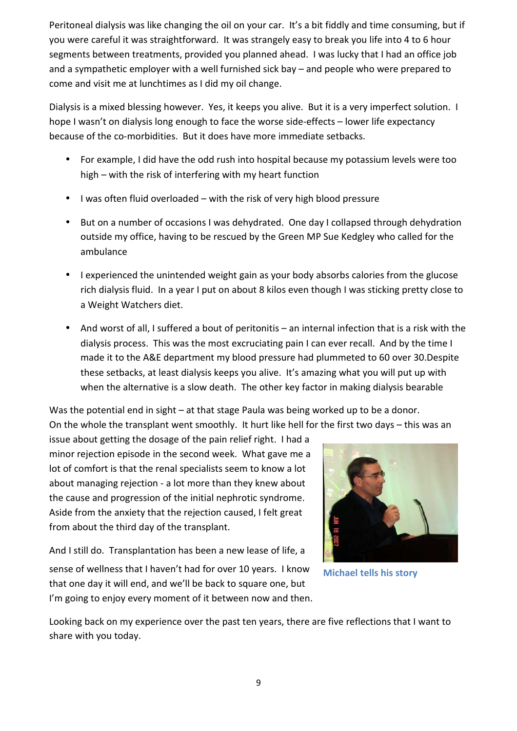Peritoneal dialysis was like changing the oil on your car. It's a bit fiddly and time consuming, but if you were careful it was straightforward. It was strangely easy to break you life into 4 to 6 hour segments between treatments, provided you planned ahead. I was lucky that I had an office job and a sympathetic employer with a well furnished sick bay – and people who were prepared to come and visit me at lunchtimes as I did my oil change.

Dialysis is a mixed blessing however. Yes, it keeps you alive. But it is a very imperfect solution. I hope I wasn't on dialysis long enough to face the worse side-effects – lower life expectancy because of the co-morbidities. But it does have more immediate setbacks.

- For example, I did have the odd rush into hospital because my potassium levels were too high – with the risk of interfering with my heart function
- I was often fluid overloaded – with the risk of very high blood pressure
- But on a number of occasions I was dehydrated. One day I collapsed through dehydration outside my office, having to be rescued by the Green MP Sue Kedgley who called for the ambulance
- I experienced the unintended weight gain as your body absorbs calories from the glucose rich dialysis fluid. In a year I put on about 8 kilos even though I was sticking pretty close to a Weight Watchers diet.
- And worst of all, I suffered a bout of peritonitis – an internal infection that is a risk with the dialysis process. This was the most excruciating pain I can ever recall. And by the time I made it to the A&E department my blood pressure had plummeted to 60 over 30.Despite these setbacks, at least dialysis keeps you alive. It's amazing what you will put up with when the alternative is a slow death. The other key factor in making dialysis bearable

Was the potential end in sight – at that stage Paula was being worked up to be a donor. On the whole the transplant went smoothly. It hurt like hell for the first two days – this was an issue about getting the dosage of the pain relief right. I had a minor rejection episode in the second week. What gave me a lot of comfort is that the renal specialists seem to know a lot about managing rejection - a lot more than they knew about the cause and progression of the initial nephrotic syndrome. Aside from the anxiety that the rejection caused, I felt great from about the third day of the transplant.

And I still do. Transplantation has been a new lease of life, a sense of wellness that I haven't had for over 10 years. I know that one day it will end, and we'll be back to square one, but I'm going to enjoy every moment of it between now and then.

**Michael tells his story**

Looking back on my experience over the past ten years, there are five reflections that I want to share with you today.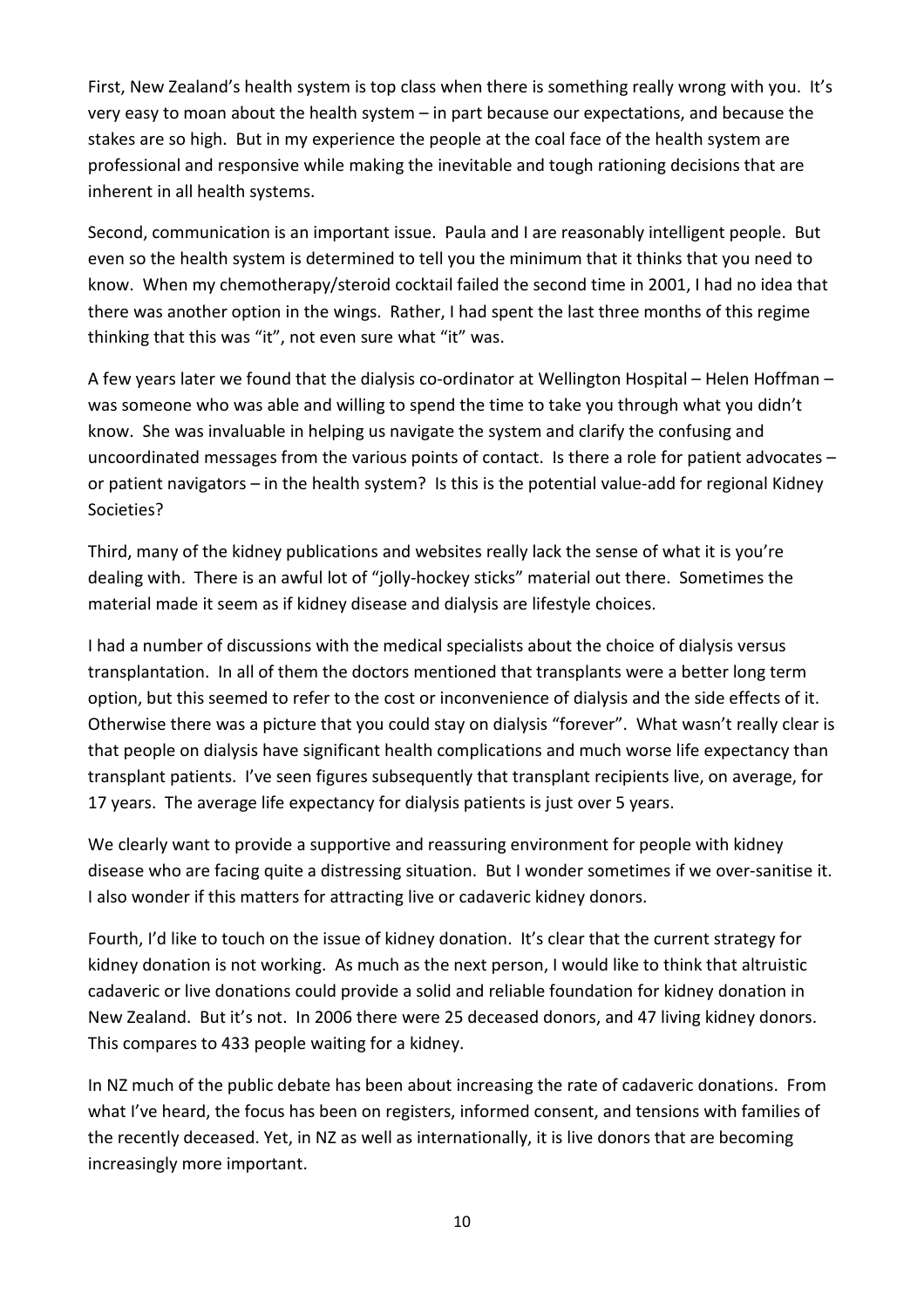First, New Zealand's health system is top class when there is something really wrong with you. It's very easy to moan about the health system – in part because our expectations, and because the stakes are so high. But in my experience the people at the coal face of the health system are professional and responsive while making the inevitable and tough rationing decisions that are inherent in all health systems.

Second, communication is an important issue. Paula and I are reasonably intelligent people. But even so the health system is determined to tell you the minimum that it thinks that you need to know. When my chemotherapy/steroid cocktail failed the second time in 2001, I had no idea that there was another option in the wings. Rather, I had spent the last three months of this regime thinking that this was "it", not even sure what "it" was.

A few years later we found that the dialysis co-ordinator at Wellington Hospital – Helen Hoffman – was someone who was able and willing to spend the time to take you through what you didn't know. She was invaluable in helping us navigate the system and clarify the confusing and uncoordinated messages from the various points of contact. Is there a role for patient advocates – or patient navigators – in the health system? Is this is the potential value-add for regional Kidney Societies?

Third, many of the kidney publications and websites really lack the sense of what it is you're dealing with. There is an awful lot of "jolly-hockey sticks" material out there. Sometimes the material made it seem as if kidney disease and dialysis are lifestyle choices.

I had a number of discussions with the medical specialists about the choice of dialysis versus transplantation. In all of them the doctors mentioned that transplants were a better long term option, but this seemed to refer to the cost or inconvenience of dialysis and the side effects of it. Otherwise there was a picture that you could stay on dialysis "forever". What wasn't really clear is that people on dialysis have significant health complications and much worse life expectancy than transplant patients. I've seen figures subsequently that transplant recipients live, on average, for 17 years. The average life expectancy for dialysis patients is just over 5 years.

We clearly want to provide a supportive and reassuring environment for people with kidney disease who are facing quite a distressing situation. But I wonder sometimes if we over-sanitise it. I also wonder if this matters for attracting live or cadaveric kidney donors.

Fourth, I'd like to touch on the issue of kidney donation. It's clear that the current strategy for kidney donation is not working. As much as the next person, I would like to think that altruistic cadaveric or live donations could provide a solid and reliable foundation for kidney donation in New Zealand. But it's not. In 2006 there were 25 deceased donors, and 47 living kidney donors. This compares to 433 people waiting for a kidney.

In NZ much of the public debate has been about increasing the rate of cadaveric donations. From what I've heard, the focus has been on registers, informed consent, and tensions with families of the recently deceased. Yet, in NZ as well as internationally, it is live donors that are becoming increasingly more important.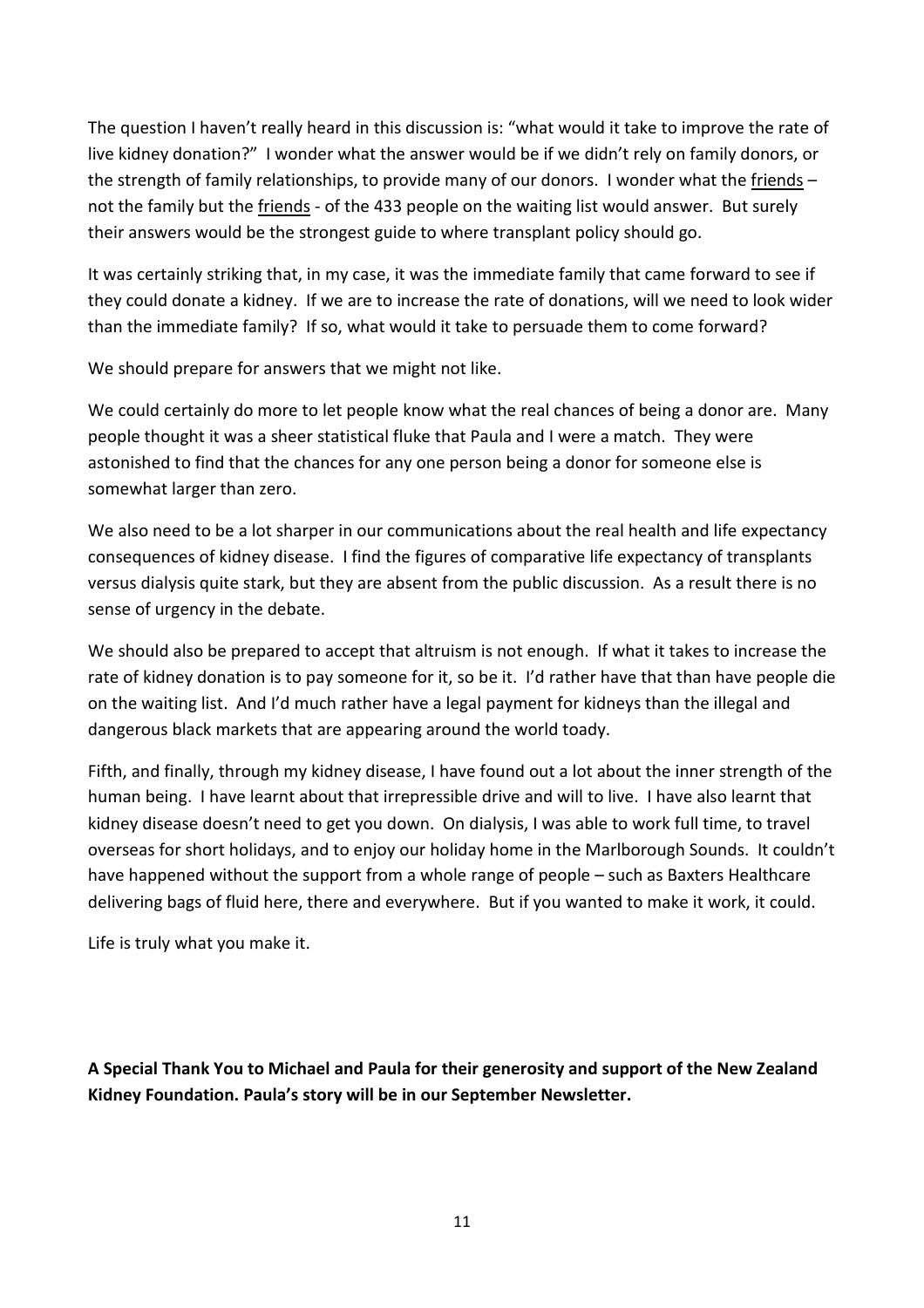The question I haven't really heard in this discussion is: "what would it take to improve the rate of live kidney donation?" I wonder what the answer would be if we didn't rely on family donors, or the strength of family relationships, to provide many of our donors. I wonder what the friends – not the family but the friends - of the 433 people on the waiting list would answer. But surely their answers would be the strongest guide to where transplant policy should go.

It was certainly striking that, in my case, it was the immediate family that came forward to see if they could donate a kidney. If we are to increase the rate of donations, will we need to look wider than the immediate family? If so, what would it take to persuade them to come forward?

We should prepare for answers that we might not like.

We could certainly do more to let people know what the real chances of being a donor are. Many people thought it was a sheer statistical fluke that Paula and I were a match. They were astonished to find that the chances for any one person being a donor for someone else is somewhat larger than zero.

We also need to be a lot sharper in our communications about the real health and life expectancy consequences of kidney disease. I find the figures of comparative life expectancy of transplants versus dialysis quite stark, but they are absent from the public discussion. As a result there is no sense of urgency in the debate.

We should also be prepared to accept that altruism is not enough. If what it takes to increase the rate of kidney donation is to pay someone for it, so be it. I'd rather have that than have people die on the waiting list. And I'd much rather have a legal payment for kidneys than the illegal and dangerous black markets that are appearing around the world toady.

Fifth, and finally, through my kidney disease, I have found out a lot about the inner strength of the human being. I have learnt about that irrepressible drive and will to live. I have also learnt that kidney disease doesn't need to get you down. On dialysis, I was able to work full time, to travel overseas for short holidays, and to enjoy our holiday home in the Marlborough Sounds. It couldn't have happened without the support from a whole range of people – such as Baxters Healthcare delivering bags of fluid here, there and everywhere. But if you wanted to make it work, it could.

Life is truly what you make it.

**A Special Thank You to Michael and Paula for their generosity and support of the New Zealand Kidney Foundation. Paula's story will be in our September Newsletter.**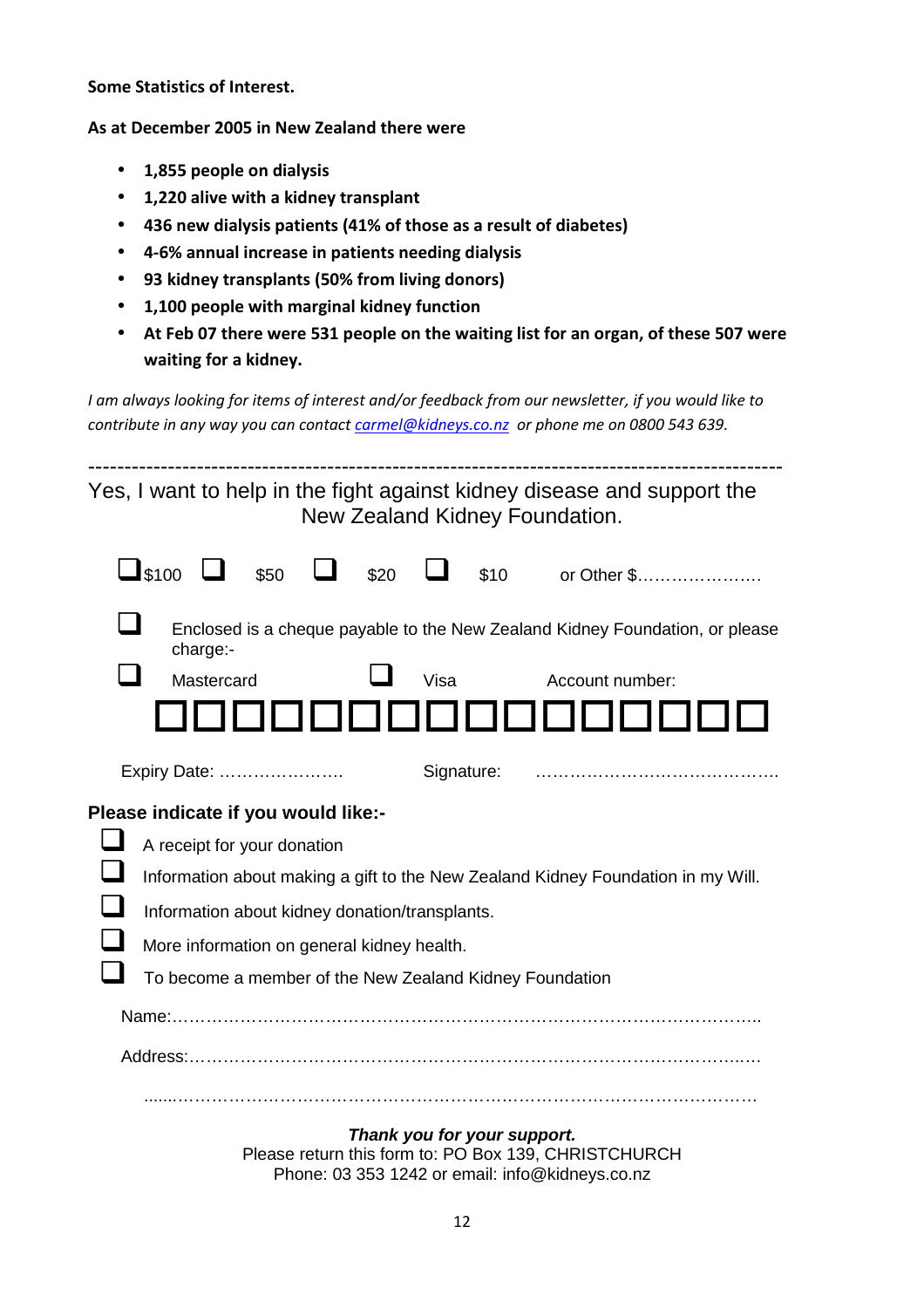**Some Statistics of Interest.**

**As at December 2005 in New Zealand there were**

- **1,855 people on dialysis**
- **1,220 alive with a kidney transplant**
- **436 new dialysis patients (41% of those as a result of diabetes)**
- **4-6% annual increase in patients needing dialysis**
- **93 kidney transplants (50% from living donors)**
- **1,100 people with marginal kidney function**
- **At Feb 07 there were 531 people on the waiting list for an organ, of these 507 were waiting for a kidney.**

*I am always looking for items of interest and/or feedback from our newsletter, if you would like to contribute in any way you can contact [carmel@kidneys.co.nz](mailto:carmel@kidneys.co.nz) or phone me on 0800 543 639.*

---

Yes, I want to help in the fight against kidney disease and support the New Zealand Kidney Foundation.

❑ $100 ❑ $50 ❑ $20 ❑ $10 or Other $………………….

❑ Enclosed is a cheque payable to the New Zealand Kidney Foundation, or please charge:-

❑ Mastercard ❑ Visa Account number:

□□□□□□□□□□□□□□□□

Expiry Date: …………………. Signature: …………………………………….

**Please indicate if you would like:-**

❑ A receipt for your donation

❑ Information about making a gift to the New Zealand Kidney Foundation in my Will.

❑ Information about kidney donation/transplants.

❑ More information on general kidney health.

❑ To become a member of the New Zealand Kidney Foundation

Name:……………………………………………………………………………………………..

Address:……………………………………………………………………………………….…

.......…………………………………………………………………………………………….…

***Thank you for your support.***

Please return this form to: PO Box 139, CHRISTCHURCH

Phone: 03 353 1242 or email: info@kidneys.co.nz